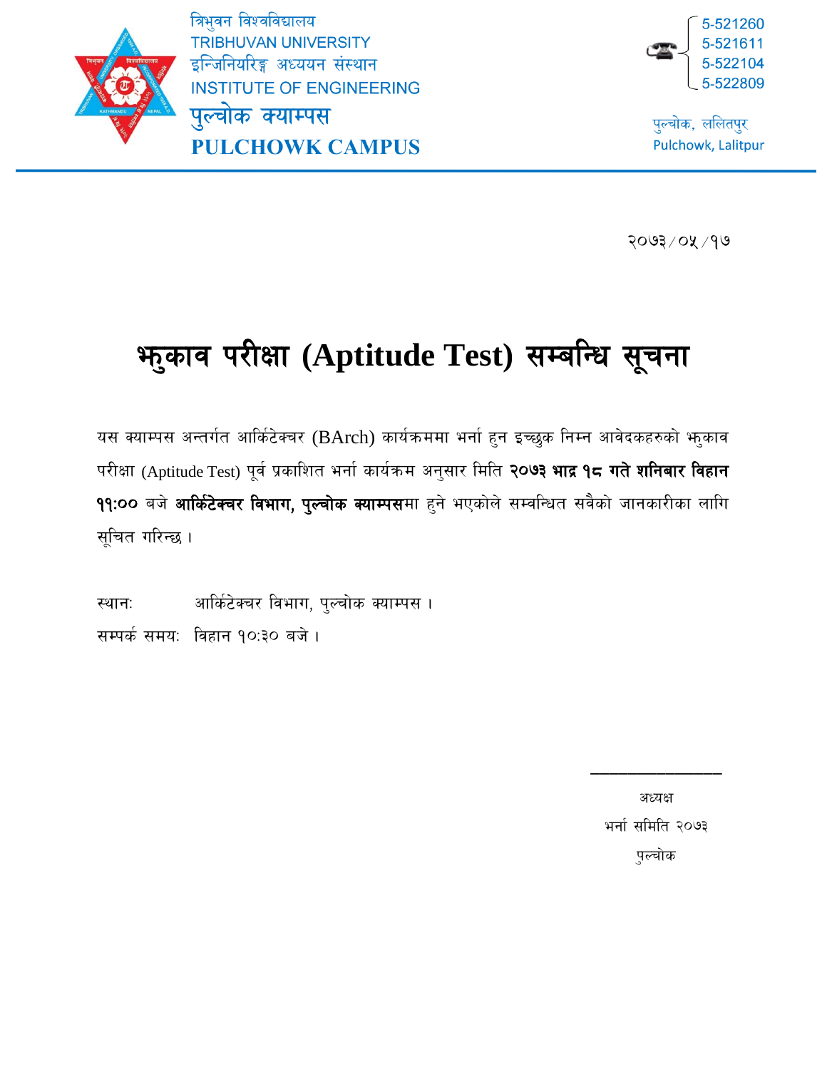त्रिभुवन विश्वविद्यालय
TRIBHUVAN UNIVERSITY
इन्जिनियरिङ्ग अध्ययन संस्थान
INSTITUTE OF ENGINEERING
पुल्चोक क्याम्पस
PULCHOWK CAMPUS

5-521260
5-521611
5-522104
5-522809

पुल्चोक, ललितपुर
Pulchowk, Lalitpur

२०७३/०५/१७

# झुकाव परीक्षा (Aptitude Test) सम्बन्धि सूचना

यस क्याम्पस अन्तर्गत आर्किटेक्चर (BArch) कार्यक्रममा भर्ना हुन इच्छुक निम्न आवेदकहरुको झुकाव परीक्षा (Aptitude Test) पूर्व प्रकाशित भर्ना कार्यक्रम अनुसार मिति **२०७३ भाद्र १८ गते शनिबार विहान ११:०० बजे आर्किटेक्चर विभाग, पुल्चोक क्याम्पस**मा हुने भएकोले सम्वन्धित सबैको जानकारीका लागि सूचित गरिन्छ ।

स्थान: आर्किटेक्चर विभाग, पुल्चोक क्याम्पस ।

सम्पर्क समय: विहान १०:३० बजे ।

अध्यक्ष
भर्ना समिति २०७३
पुल्चोक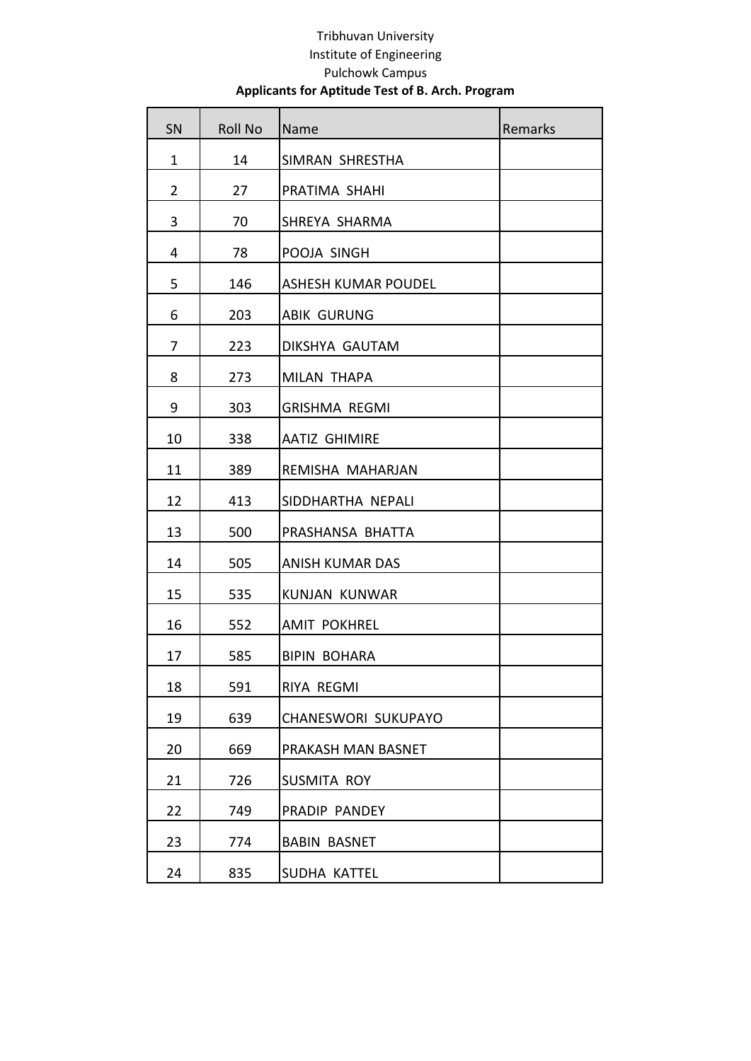Tribhuvan University

Institute of Engineering

Pulchowk Campus

**Applicants for Aptitude Test of B. Arch. Program**

| SN | Roll No | Name | Remarks |
|---|---|---|---|
| 1 | 14 | SIMRAN SHRESTHA | |
| 2 | 27 | PRATIMA SHAHI | |
| 3 | 70 | SHREYA SHARMA | |
| 4 | 78 | POOJA SINGH | |
| 5 | 146 | ASHESH KUMAR POUDEL | |
| 6 | 203 | ABIK GURUNG | |
| 7 | 223 | DIKSHYA GAUTAM | |
| 8 | 273 | MILAN THAPA | |
| 9 | 303 | GRISHMA REGMI | |
| 10 | 338 | AATIZ GHIMIRE | |
| 11 | 389 | REMISHA MAHARJAN | |
| 12 | 413 | SIDDHARTHA NEPALI | |
| 13 | 500 | PRASHANSA BHATTA | |
| 14 | 505 | ANISH KUMAR DAS | |
| 15 | 535 | KUNJAN KUNWAR | |
| 16 | 552 | AMIT POKHREL | |
| 17 | 585 | BIPIN BOHARA | |
| 18 | 591 | RIYA REGMI | |
| 19 | 639 | CHANESWORI SUKUPAYO | |
| 20 | 669 | PRAKASH MAN BASNET | |
| 21 | 726 | SUSMITA ROY | |
| 22 | 749 | PRADIP PANDEY | |
| 23 | 774 | BABIN BASNET | |
| 24 | 835 | SUDHA KATTEL | |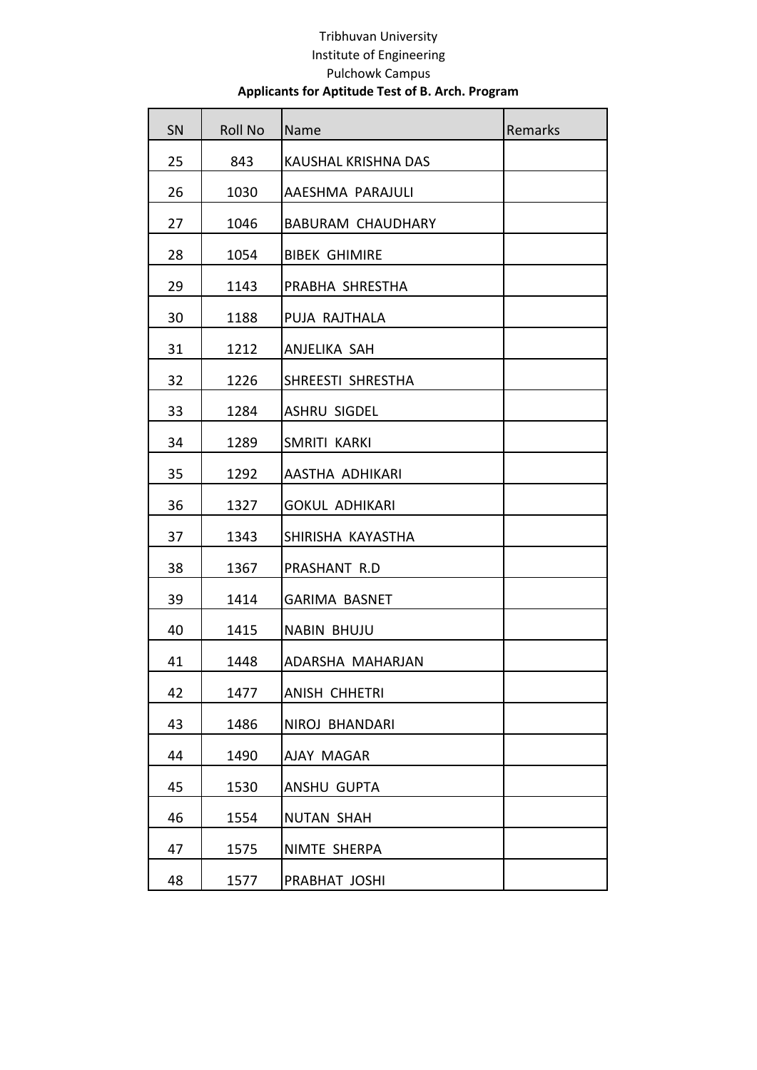Tribhuvan University

Institute of Engineering

Pulchowk Campus

**Applicants for Aptitude Test of B. Arch. Program**

| SN | Roll No | Name | Remarks |
|---|---|---|---|
| 25 | 843 | KAUSHAL KRISHNA DAS | |
| 26 | 1030 | AAESHMA PARAJULI | |
| 27 | 1046 | BABURAM CHAUDHARY | |
| 28 | 1054 | BIBEK GHIMIRE | |
| 29 | 1143 | PRABHA SHRESTHA | |
| 30 | 1188 | PUJA RAJTHALA | |
| 31 | 1212 | ANJELIKA SAH | |
| 32 | 1226 | SHREESTI SHRESTHA | |
| 33 | 1284 | ASHRU SIGDEL | |
| 34 | 1289 | SMRITI KARKI | |
| 35 | 1292 | AASTHA ADHIKARI | |
| 36 | 1327 | GOKUL ADHIKARI | |
| 37 | 1343 | SHIRISHA KAYASTHA | |
| 38 | 1367 | PRASHANT R.D | |
| 39 | 1414 | GARIMA BASNET | |
| 40 | 1415 | NABIN BHUJU | |
| 41 | 1448 | ADARSHA MAHARJAN | |
| 42 | 1477 | ANISH CHHETRI | |
| 43 | 1486 | NIROJ BHANDARI | |
| 44 | 1490 | AJAY MAGAR | |
| 45 | 1530 | ANSHU GUPTA | |
| 46 | 1554 | NUTAN SHAH | |
| 47 | 1575 | NIMTE SHERPA | |
| 48 | 1577 | PRABHAT JOSHI | |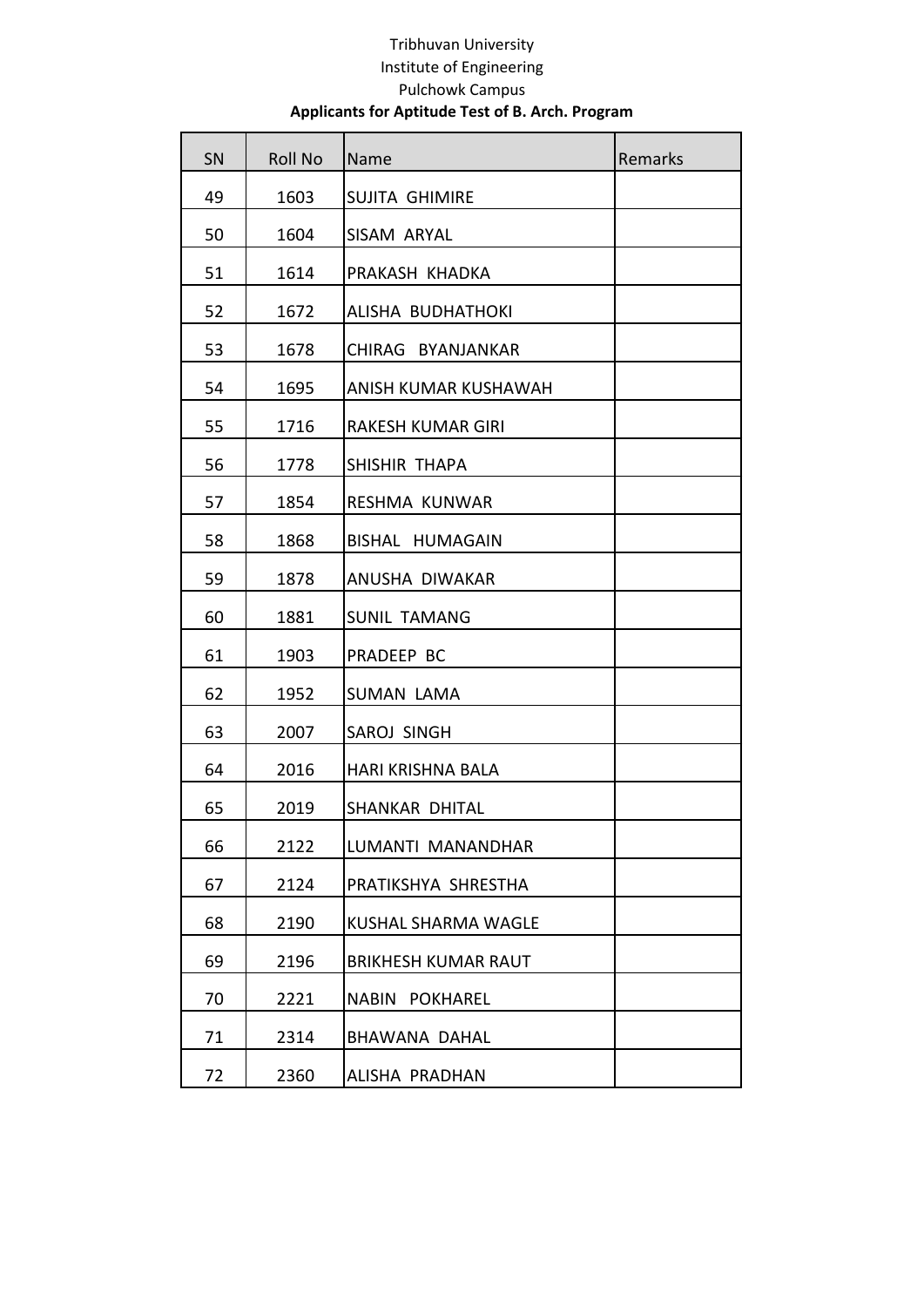Tribhuvan University

Institute of Engineering

Pulchowk Campus

**Applicants for Aptitude Test of B. Arch. Program**

| SN | Roll No | Name | Remarks |
|---|---|---|---|
| 49 | 1603 | SUJITA GHIMIRE | |
| 50 | 1604 | SISAM ARYAL | |
| 51 | 1614 | PRAKASH KHADKA | |
| 52 | 1672 | ALISHA BUDHATHOKI | |
| 53 | 1678 | CHIRAG BYANJANKAR | |
| 54 | 1695 | ANISH KUMAR KUSHAWAH | |
| 55 | 1716 | RAKESH KUMAR GIRI | |
| 56 | 1778 | SHISHIR THAPA | |
| 57 | 1854 | RESHMA KUNWAR | |
| 58 | 1868 | BISHAL HUMAGAIN | |
| 59 | 1878 | ANUSHA DIWAKAR | |
| 60 | 1881 | SUNIL TAMANG | |
| 61 | 1903 | PRADEEP BC | |
| 62 | 1952 | SUMAN LAMA | |
| 63 | 2007 | SAROJ SINGH | |
| 64 | 2016 | HARI KRISHNA BALA | |
| 65 | 2019 | SHANKAR DHITAL | |
| 66 | 2122 | LUMANTI MANANDHAR | |
| 67 | 2124 | PRATIKSHYA SHRESTHA | |
| 68 | 2190 | KUSHAL SHARMA WAGLE | |
| 69 | 2196 | BRIKHESH KUMAR RAUT | |
| 70 | 2221 | NABIN POKHAREL | |
| 71 | 2314 | BHAWANA DAHAL | |
| 72 | 2360 | ALISHA PRADHAN | |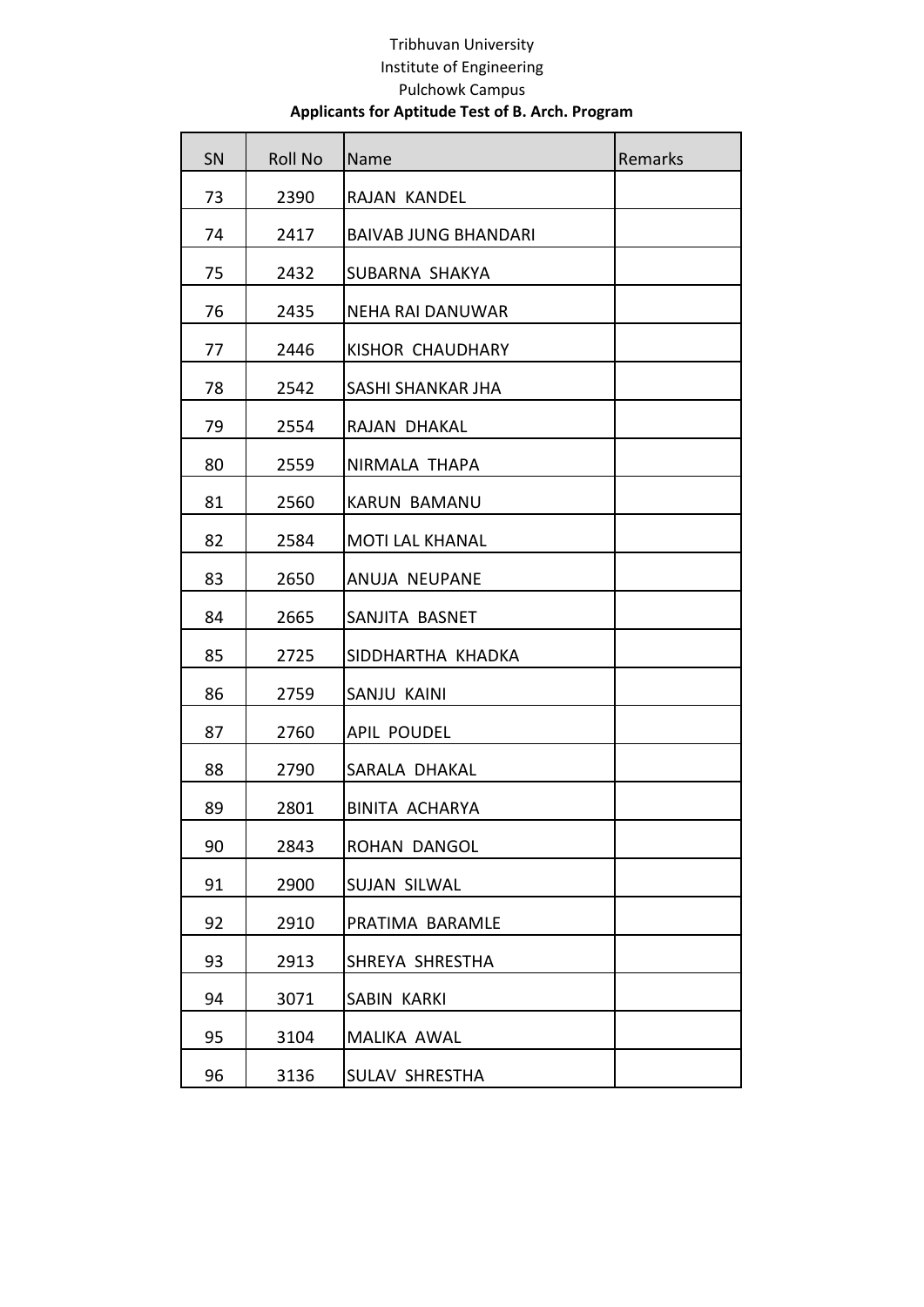Tribhuvan University

Institute of Engineering

Pulchowk Campus

**Applicants for Aptitude Test of B. Arch. Program**

| SN | Roll No | Name | Remarks |
|---|---|---|---|
| 73 | 2390 | RAJAN KANDEL | |
| 74 | 2417 | BAIVAB JUNG BHANDARI | |
| 75 | 2432 | SUBARNA SHAKYA | |
| 76 | 2435 | NEHA RAI DANUWAR | |
| 77 | 2446 | KISHOR CHAUDHARY | |
| 78 | 2542 | SASHI SHANKAR JHA | |
| 79 | 2554 | RAJAN DHAKAL | |
| 80 | 2559 | NIRMALA THAPA | |
| 81 | 2560 | KARUN BAMANU | |
| 82 | 2584 | MOTI LAL KHANAL | |
| 83 | 2650 | ANUJA NEUPANE | |
| 84 | 2665 | SANJITA BASNET | |
| 85 | 2725 | SIDDHARTHA KHADKA | |
| 86 | 2759 | SANJU KAINI | |
| 87 | 2760 | APIL POUDEL | |
| 88 | 2790 | SARALA DHAKAL | |
| 89 | 2801 | BINITA ACHARYA | |
| 90 | 2843 | ROHAN DANGOL | |
| 91 | 2900 | SUJAN SILWAL | |
| 92 | 2910 | PRATIMA BARAMLE | |
| 93 | 2913 | SHREYA SHRESTHA | |
| 94 | 3071 | SABIN KARKI | |
| 95 | 3104 | MALIKA AWAL | |
| 96 | 3136 | SULAV SHRESTHA | |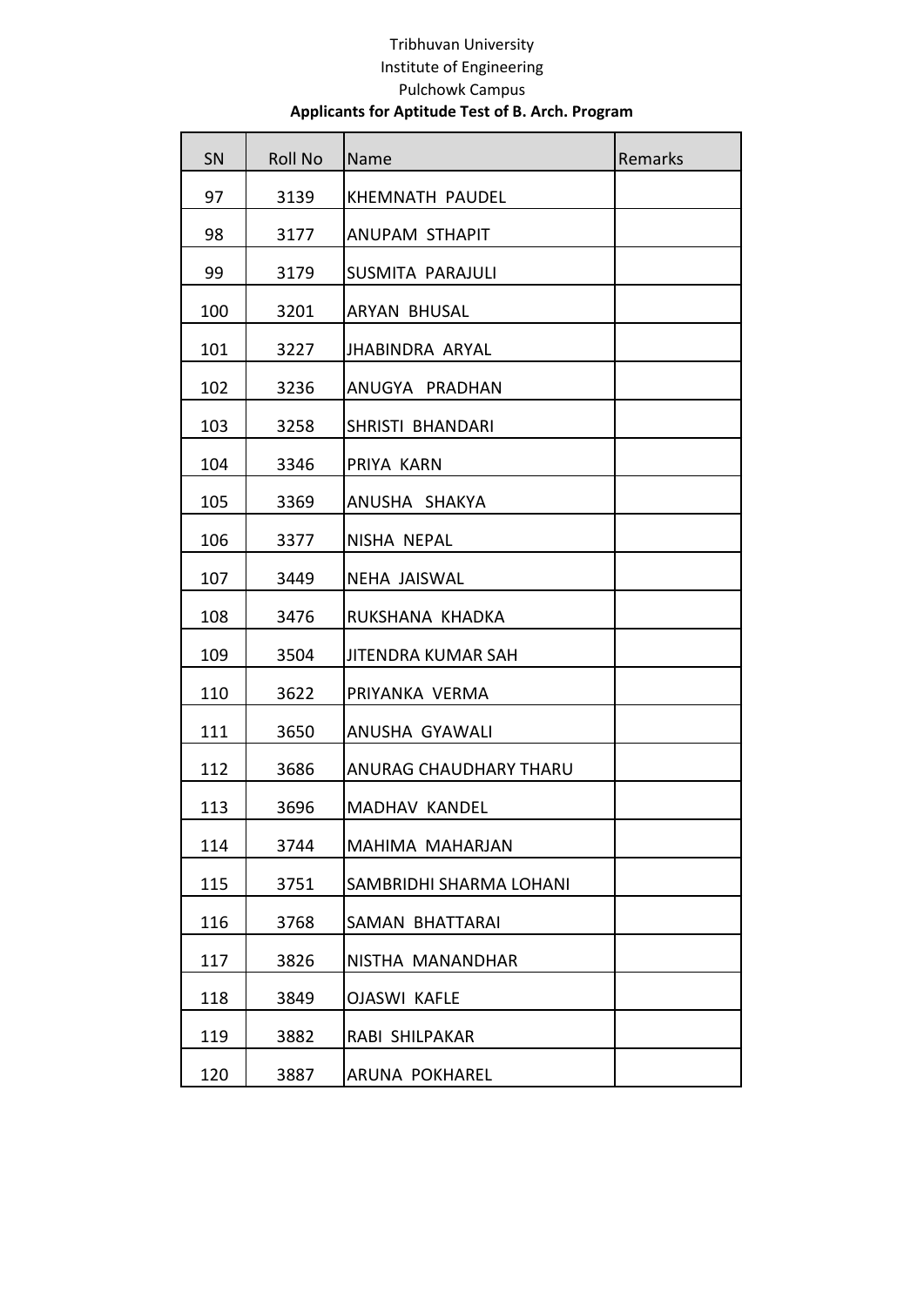Tribhuvan University

Institute of Engineering

Pulchowk Campus

**Applicants for Aptitude Test of B. Arch. Program**

| SN | Roll No | Name | Remarks |
|---|---|---|---|
| 97 | 3139 | KHEMNATH PAUDEL | |
| 98 | 3177 | ANUPAM STHAPIT | |
| 99 | 3179 | SUSMITA PARAJULI | |
| 100 | 3201 | ARYAN BHUSAL | |
| 101 | 3227 | JHABINDRA ARYAL | |
| 102 | 3236 | ANUGYA PRADHAN | |
| 103 | 3258 | SHRISTI BHANDARI | |
| 104 | 3346 | PRIYA KARN | |
| 105 | 3369 | ANUSHA SHAKYA | |
| 106 | 3377 | NISHA NEPAL | |
| 107 | 3449 | NEHA JAISWAL | |
| 108 | 3476 | RUKSHANA KHADKA | |
| 109 | 3504 | JITENDRA KUMAR SAH | |
| 110 | 3622 | PRIYANKA VERMA | |
| 111 | 3650 | ANUSHA GYAWALI | |
| 112 | 3686 | ANURAG CHAUDHARY THARU | |
| 113 | 3696 | MADHAV KANDEL | |
| 114 | 3744 | MAHIMA MAHARJAN | |
| 115 | 3751 | SAMBRIDHI SHARMA LOHANI | |
| 116 | 3768 | SAMAN BHATTARAI | |
| 117 | 3826 | NISTHA MANANDHAR | |
| 118 | 3849 | OJASWI KAFLE | |
| 119 | 3882 | RABI SHILPAKAR | |
| 120 | 3887 | ARUNA POKHAREL | |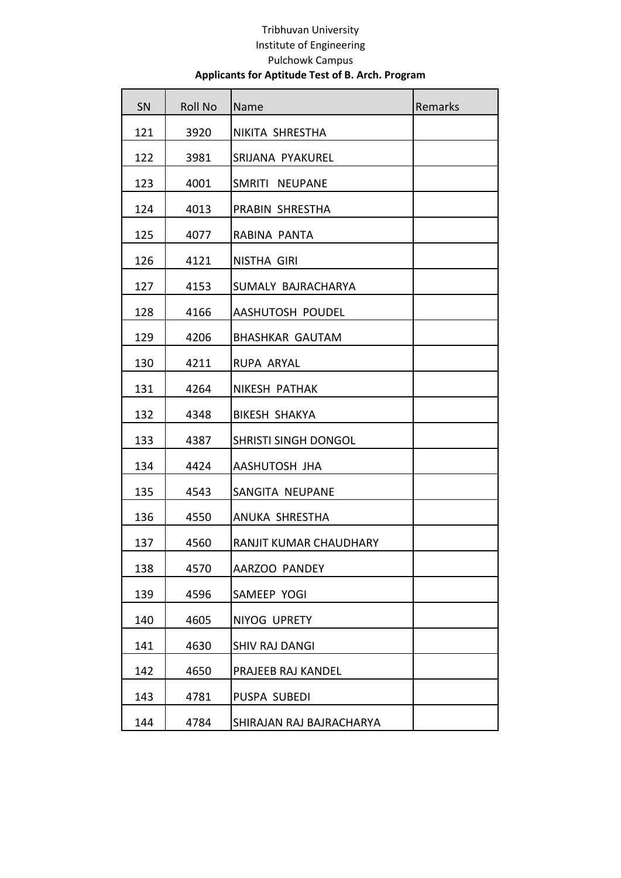Tribhuvan University

Institute of Engineering

Pulchowk Campus

**Applicants for Aptitude Test of B. Arch. Program**

| SN | Roll No | Name | Remarks |
|---|---|---|---|
| 121 | 3920 | NIKITA SHRESTHA | |
| 122 | 3981 | SRIJANA PYAKUREL | |
| 123 | 4001 | SMRITI NEUPANE | |
| 124 | 4013 | PRABIN SHRESTHA | |
| 125 | 4077 | RABINA PANTA | |
| 126 | 4121 | NISTHA GIRI | |
| 127 | 4153 | SUMALY BAJRACHARYA | |
| 128 | 4166 | AASHUTOSH POUDEL | |
| 129 | 4206 | BHASHKAR GAUTAM | |
| 130 | 4211 | RUPA ARYAL | |
| 131 | 4264 | NIKESH PATHAK | |
| 132 | 4348 | BIKESH SHAKYA | |
| 133 | 4387 | SHRISTI SINGH DONGOL | |
| 134 | 4424 | AASHUTOSH JHA | |
| 135 | 4543 | SANGITA NEUPANE | |
| 136 | 4550 | ANUKA SHRESTHA | |
| 137 | 4560 | RANJIT KUMAR CHAUDHARY | |
| 138 | 4570 | AARZOO PANDEY | |
| 139 | 4596 | SAMEEP YOGI | |
| 140 | 4605 | NIYOG UPRETY | |
| 141 | 4630 | SHIV RAJ DANGI | |
| 142 | 4650 | PRAJEEB RAJ KANDEL | |
| 143 | 4781 | PUSPA SUBEDI | |
| 144 | 4784 | SHIRAJAN RAJ BAJRACHARYA | |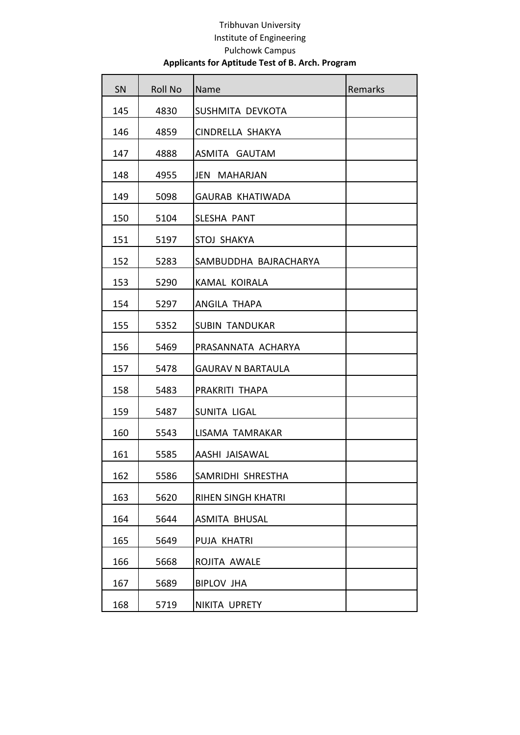Tribhuvan University

Institute of Engineering

Pulchowk Campus

**Applicants for Aptitude Test of B. Arch. Program**

| SN | Roll No | Name | Remarks |
|---|---|---|---|
| 145 | 4830 | SUSHMITA DEVKOTA | |
| 146 | 4859 | CINDRELLA SHAKYA | |
| 147 | 4888 | ASMITA GAUTAM | |
| 148 | 4955 | JEN MAHARJAN | |
| 149 | 5098 | GAURAB KHATIWADA | |
| 150 | 5104 | SLESHA PANT | |
| 151 | 5197 | STOJ SHAKYA | |
| 152 | 5283 | SAMBUDDHA BAJRACHARYA | |
| 153 | 5290 | KAMAL KOIRALA | |
| 154 | 5297 | ANGILA THAPA | |
| 155 | 5352 | SUBIN TANDUKAR | |
| 156 | 5469 | PRASANNATA ACHARYA | |
| 157 | 5478 | GAURAV N BARTAULA | |
| 158 | 5483 | PRAKRITI THAPA | |
| 159 | 5487 | SUNITA LIGAL | |
| 160 | 5543 | LISAMA TAMRAKAR | |
| 161 | 5585 | AASHI JAISAWAL | |
| 162 | 5586 | SAMRIDHI SHRESTHA | |
| 163 | 5620 | RIHEN SINGH KHATRI | |
| 164 | 5644 | ASMITA BHUSAL | |
| 165 | 5649 | PUJA KHATRI | |
| 166 | 5668 | ROJITA AWALE | |
| 167 | 5689 | BIPLOV JHA | |
| 168 | 5719 | NIKITA UPRETY | |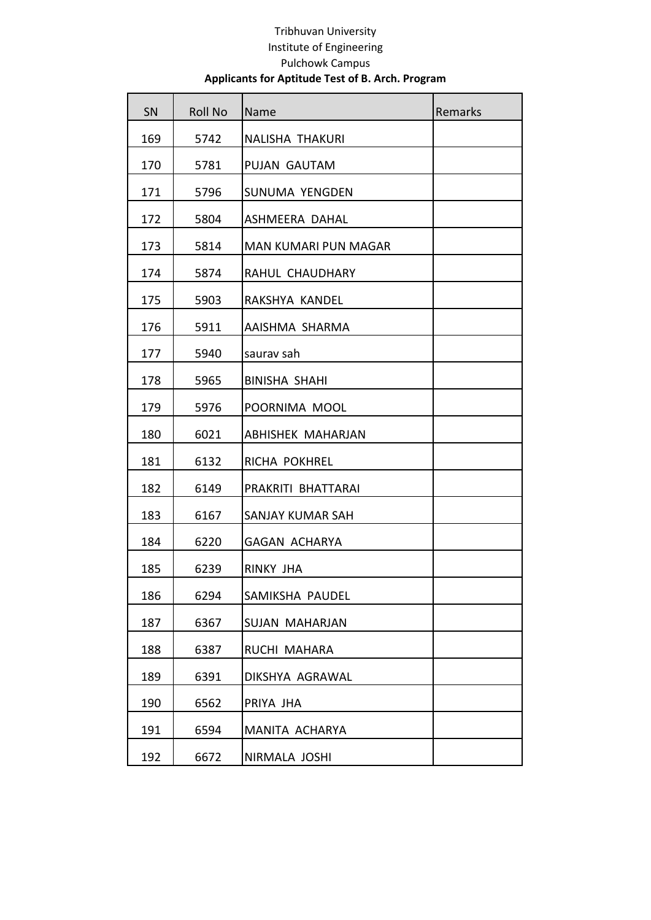Tribhuvan University

Institute of Engineering

Pulchowk Campus

**Applicants for Aptitude Test of B. Arch. Program**

| SN | Roll No | Name | Remarks |
|---|---|---|---|
| 169 | 5742 | NALISHA THAKURI | |
| 170 | 5781 | PUJAN GAUTAM | |
| 171 | 5796 | SUNUMA YENGDEN | |
| 172 | 5804 | ASHMEERA DAHAL | |
| 173 | 5814 | MAN KUMARI PUN MAGAR | |
| 174 | 5874 | RAHUL CHAUDHARY | |
| 175 | 5903 | RAKSHYA KANDEL | |
| 176 | 5911 | AAISHMA SHARMA | |
| 177 | 5940 | saurav sah | |
| 178 | 5965 | BINISHA SHAHI | |
| 179 | 5976 | POORNIMA MOOL | |
| 180 | 6021 | ABHISHEK MAHARJAN | |
| 181 | 6132 | RICHA POKHREL | |
| 182 | 6149 | PRAKRITI BHATTARAI | |
| 183 | 6167 | SANJAY KUMAR SAH | |
| 184 | 6220 | GAGAN ACHARYA | |
| 185 | 6239 | RINKY JHA | |
| 186 | 6294 | SAMIKSHA PAUDEL | |
| 187 | 6367 | SUJAN MAHARJAN | |
| 188 | 6387 | RUCHI MAHARA | |
| 189 | 6391 | DIKSHYA AGRAWAL | |
| 190 | 6562 | PRIYA JHA | |
| 191 | 6594 | MANITA ACHARYA | |
| 192 | 6672 | NIRMALA JOSHI | |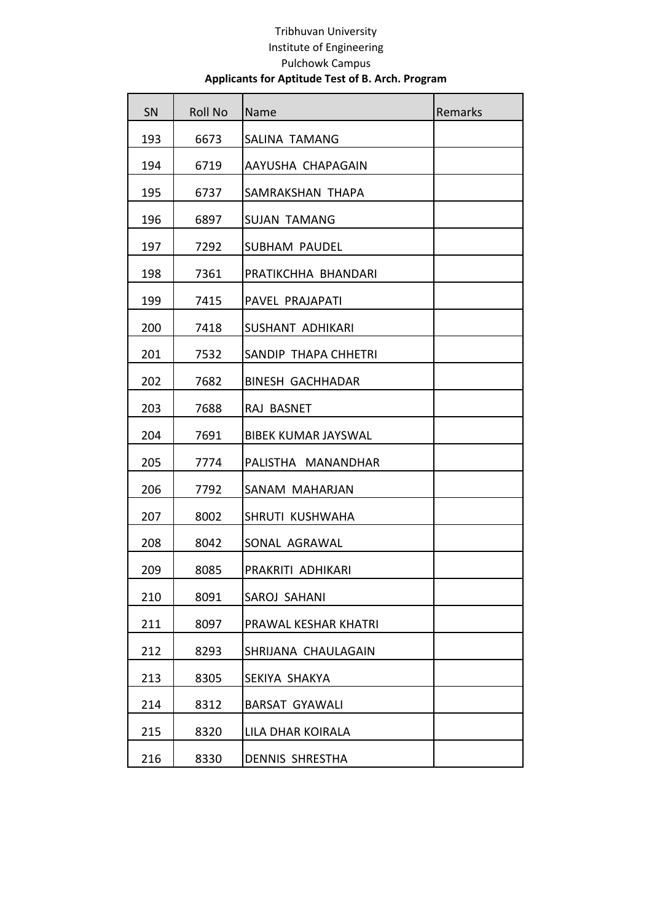Tribhuvan University

Institute of Engineering

Pulchowk Campus

**Applicants for Aptitude Test of B. Arch. Program**

| SN | Roll No | Name | Remarks |
|---|---|---|---|
| 193 | 6673 | SALINA  TAMANG | |
| 194 | 6719 | AAYUSHA  CHAPAGAIN | |
| 195 | 6737 | SAMRAKSHAN  THAPA | |
| 196 | 6897 | SUJAN  TAMANG | |
| 197 | 7292 | SUBHAM  PAUDEL | |
| 198 | 7361 | PRATIKCHHA  BHANDARI | |
| 199 | 7415 | PAVEL  PRAJAPATI | |
| 200 | 7418 | SUSHANT  ADHIKARI | |
| 201 | 7532 | SANDIP  THAPA CHHETRI | |
| 202 | 7682 | BINESH  GACHHADAR | |
| 203 | 7688 | RAJ  BASNET | |
| 204 | 7691 | BIBEK KUMAR JAYSWAL | |
| 205 | 7774 | PALISTHA   MANANDHAR | |
| 206 | 7792 | SANAM  MAHARJAN | |
| 207 | 8002 | SHRUTI  KUSHWAHA | |
| 208 | 8042 | SONAL  AGRAWAL | |
| 209 | 8085 | PRAKRITI  ADHIKARI | |
| 210 | 8091 | SAROJ  SAHANI | |
| 211 | 8097 | PRAWAL KESHAR KHATRI | |
| 212 | 8293 | SHRIJANA  CHAULAGAIN | |
| 213 | 8305 | SEKIYA  SHAKYA | |
| 214 | 8312 | BARSAT  GYAWALI | |
| 215 | 8320 | LILA DHAR KOIRALA | |
| 216 | 8330 | DENNIS  SHRESTHA | |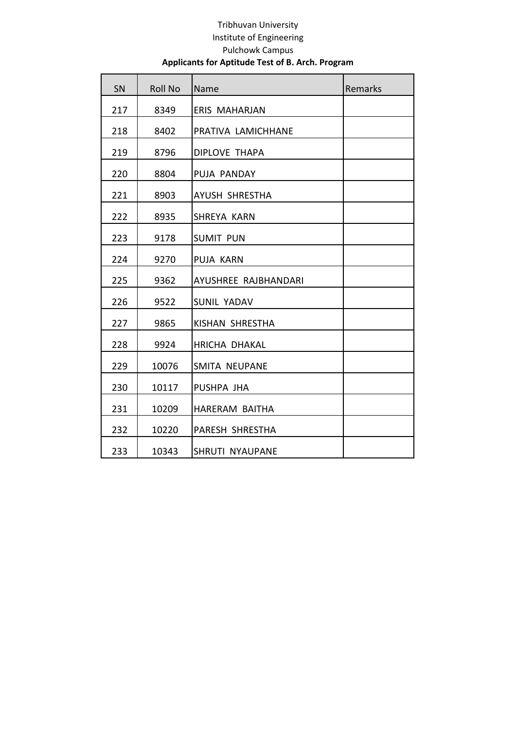Tribhuvan University

Institute of Engineering

Pulchowk Campus

**Applicants for Aptitude Test of B. Arch. Program**

| SN | Roll No | Name | Remarks |
|---|---|---|---|
| 217 | 8349 | ERIS MAHARJAN | |
| 218 | 8402 | PRATIVA LAMICHHANE | |
| 219 | 8796 | DIPLOVE THAPA | |
| 220 | 8804 | PUJA PANDAY | |
| 221 | 8903 | AYUSH SHRESTHA | |
| 222 | 8935 | SHREYA KARN | |
| 223 | 9178 | SUMIT PUN | |
| 224 | 9270 | PUJA KARN | |
| 225 | 9362 | AYUSHREE RAJBHANDARI | |
| 226 | 9522 | SUNIL YADAV | |
| 227 | 9865 | KISHAN SHRESTHA | |
| 228 | 9924 | HRICHA DHAKAL | |
| 229 | 10076 | SMITA NEUPANE | |
| 230 | 10117 | PUSHPA JHA | |
| 231 | 10209 | HARERAM BAITHA | |
| 232 | 10220 | PARESH SHRESTHA | |
| 233 | 10343 | SHRUTI NYAUPANE | |